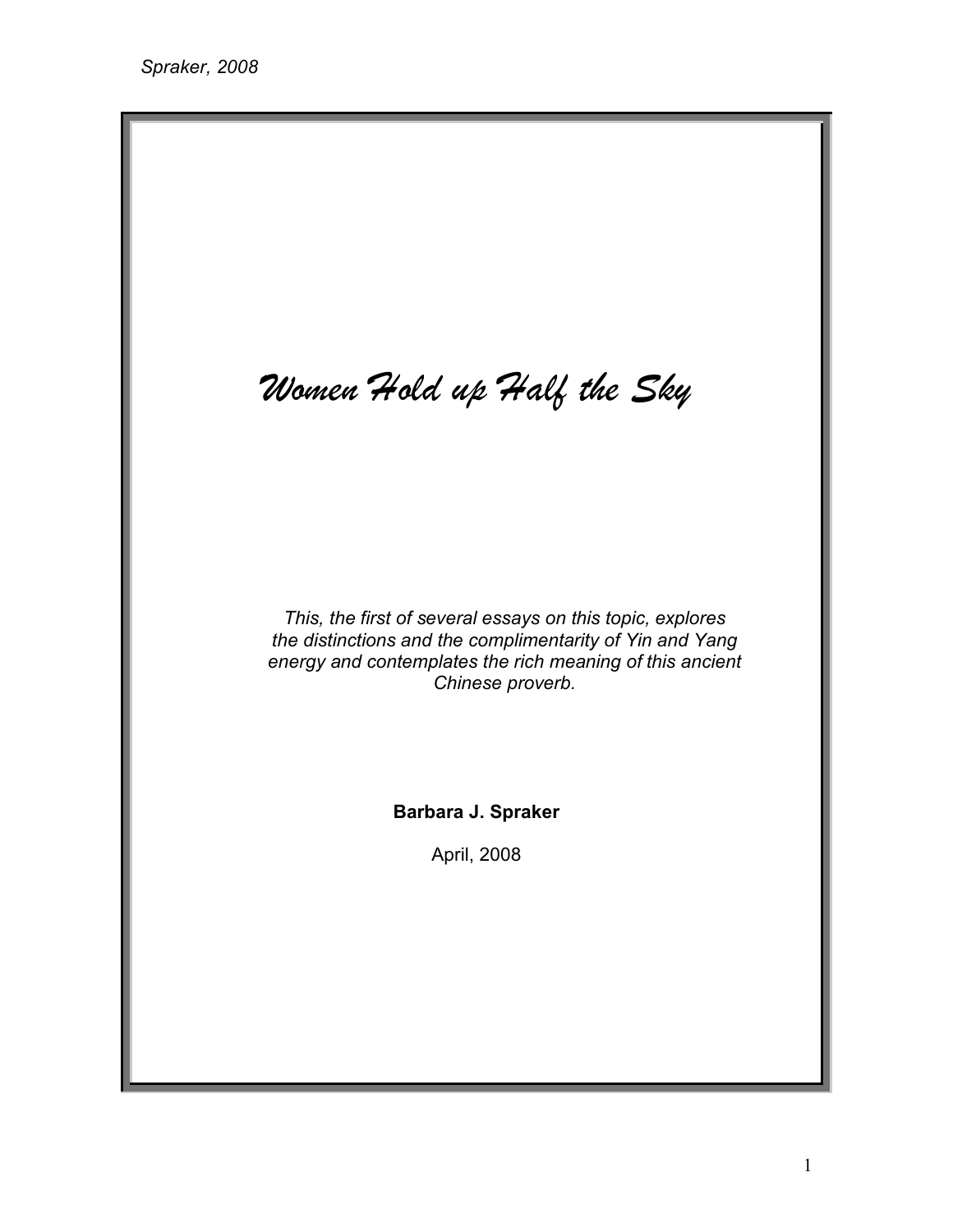# *Women Hold up Half the Sky*

*This, the first of several essays on this topic, explores the distinctions and the complimentarity of Yin and Yang energy and contemplates the rich meaning of this ancient Chinese proverb.*

**Barbara J. Spraker**

April, 2008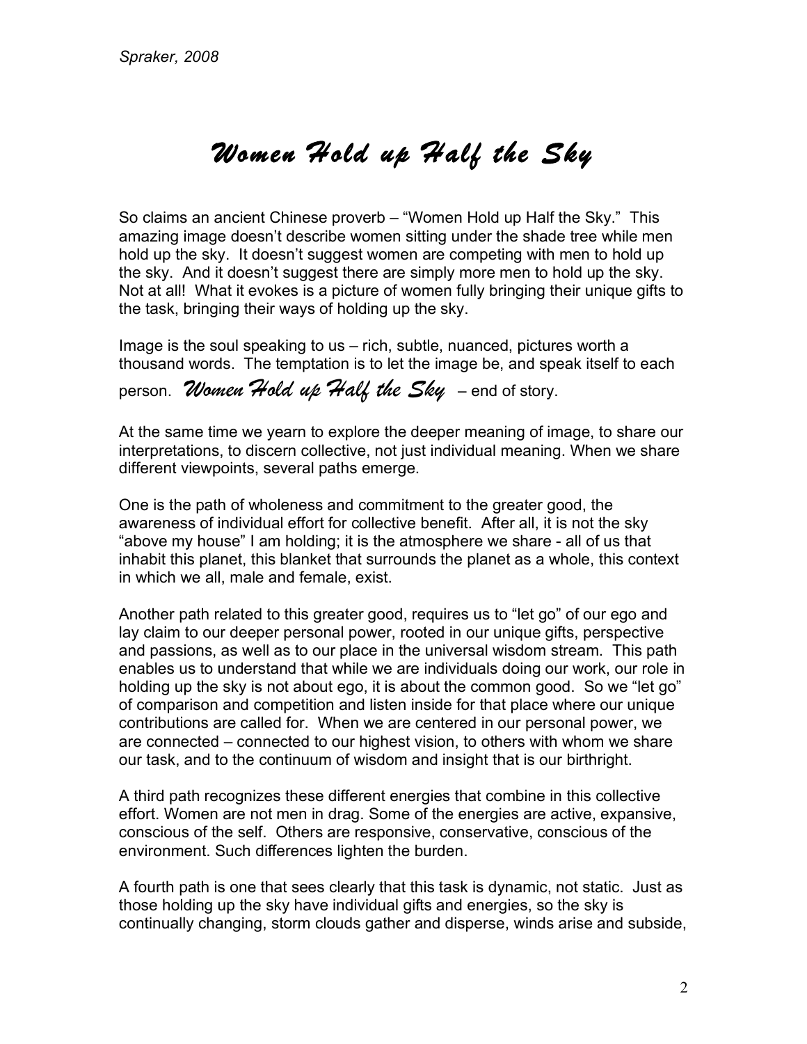# *Women Hold up Half the Sky*

So claims an ancient Chinese proverb – "Women Hold up Half the Sky." This amazing image doesn't describe women sitting under the shade tree while men hold up the sky. It doesn't suggest women are competing with men to hold up the sky. And it doesn't suggest there are simply more men to hold up the sky. Not at all! What it evokes is a picture of women fully bringing their unique gifts to the task, bringing their ways of holding up the sky.

Image is the soul speaking to us – rich, subtle, nuanced, pictures worth a thousand words. The temptation is to let the image be, and speak itself to each person. *Women Hold up Half the Sky* – end of story.

At the same time we yearn to explore the deeper meaning of image, to share our interpretations, to discern collective, not just individual meaning. When we share different viewpoints, several paths emerge.

One is the path of wholeness and commitment to the greater good, the awareness of individual effort for collective benefit. After all, it is not the sky "above my house" I am holding; it is the atmosphere we share - all of us that inhabit this planet, this blanket that surrounds the planet as a whole, this context in which we all, male and female, exist.

Another path related to this greater good, requires us to "let go" of our ego and lay claim to our deeper personal power, rooted in our unique gifts, perspective and passions, as well as to our place in the universal wisdom stream. This path enables us to understand that while we are individuals doing our work, our role in holding up the sky is not about ego, it is about the common good. So we "let go" of comparison and competition and listen inside for that place where our unique contributions are called for. When we are centered in our personal power, we are connected – connected to our highest vision, to others with whom we share our task, and to the continuum of wisdom and insight that is our birthright.

A third path recognizes these different energies that combine in this collective effort. Women are not men in drag. Some of the energies are active, expansive, conscious of the self. Others are responsive, conservative, conscious of the environment. Such differences lighten the burden.

A fourth path is one that sees clearly that this task is dynamic, not static. Just as those holding up the sky have individual gifts and energies, so the sky is continually changing, storm clouds gather and disperse, winds arise and subside,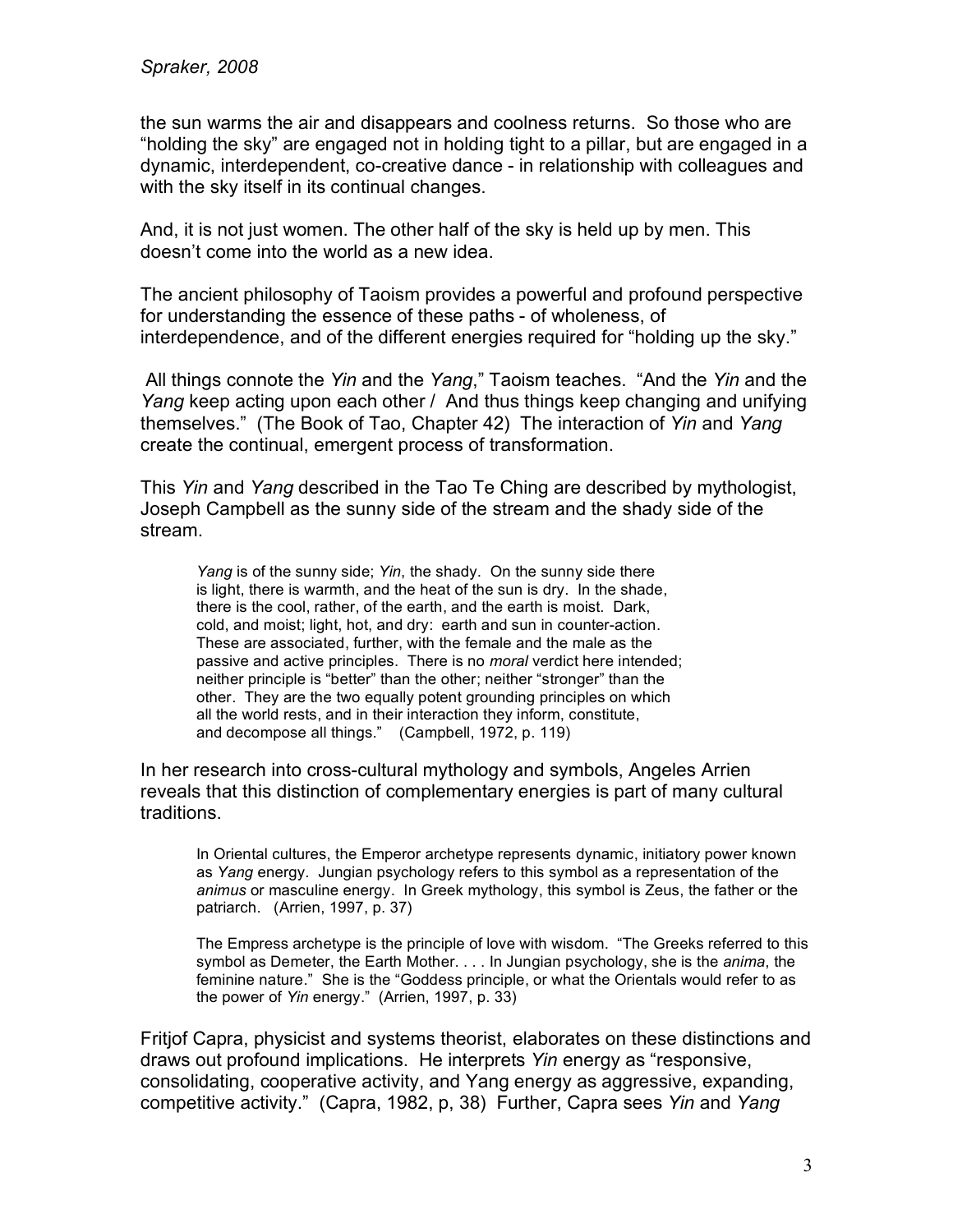the sun warms the air and disappears and coolness returns. So those who are "holding the sky" are engaged not in holding tight to a pillar, but are engaged in a dynamic, interdependent, co-creative dance - in relationship with colleagues and with the sky itself in its continual changes.

And, it is not just women. The other half of the sky is held up by men. This doesn't come into the world as a new idea.

The ancient philosophy of Taoism provides a powerful and profound perspective for understanding the essence of these paths - of wholeness, of interdependence, and of the different energies required for "holding up the sky."

All things connote the *Yin* and the *Yang*," Taoism teaches. "And the *Yin* and the *Yang* keep acting upon each other / And thus things keep changing and unifying themselves." (The Book of Tao, Chapter 42) The interaction of *Yin* and *Yang* create the continual, emergent process of transformation.

This *Yin* and *Yang* described in the Tao Te Ching are described by mythologist, Joseph Campbell as the sunny side of the stream and the shady side of the stream.

> *Yang* is of the sunny side; *Yin*, the shady. On the sunny side there is light, there is warmth, and the heat of the sun is dry. In the shade, there is the cool, rather, of the earth, and the earth is moist. Dark, cold, and moist; light, hot, and dry: earth and sun in counter-action. These are associated, further, with the female and the male as the passive and active principles. There is no *moral* verdict here intended; neither principle is "better" than the other; neither "stronger" than the other. They are the two equally potent grounding principles on which all the world rests, and in their interaction they inform, constitute, and decompose all things." (Campbell, 1972, p. 119)

In her research into cross-cultural mythology and symbols, Angeles Arrien reveals that this distinction of complementary energies is part of many cultural traditions.

> In Oriental cultures, the Emperor archetype represents dynamic, initiatory power known as *Yang* energy. Jungian psychology refers to this symbol as a representation of the *animus* or masculine energy. In Greek mythology, this symbol is Zeus, the father or the patriarch. (Arrien, 1997, p. 37)
>
> The Empress archetype is the principle of love with wisdom. "The Greeks referred to this symbol as Demeter, the Earth Mother. . . . In Jungian psychology, she is the *anima*, the feminine nature." She is the "Goddess principle, or what the Orientals would refer to as the power of *Yin* energy." (Arrien, 1997, p. 33)

Fritjof Capra, physicist and systems theorist, elaborates on these distinctions and draws out profound implications. He interprets *Yin* energy as "responsive, consolidating, cooperative activity, and Yang energy as aggressive, expanding, competitive activity." (Capra, 1982, p, 38) Further, Capra sees *Yin* and *Yang*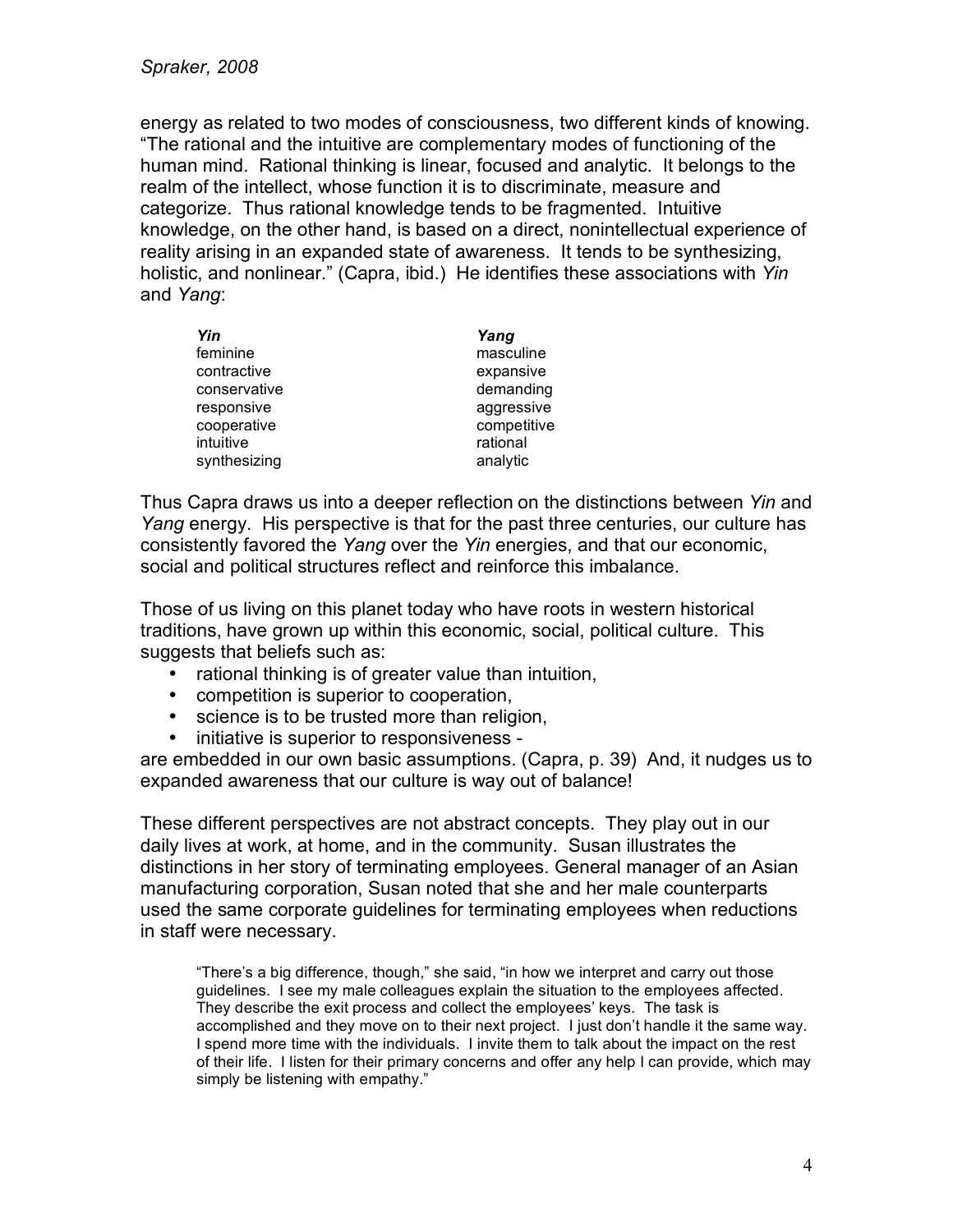energy as related to two modes of consciousness, two different kinds of knowing. "The rational and the intuitive are complementary modes of functioning of the human mind. Rational thinking is linear, focused and analytic. It belongs to the realm of the intellect, whose function it is to discriminate, measure and categorize. Thus rational knowledge tends to be fragmented. Intuitive knowledge, on the other hand, is based on a direct, nonintellectual experience of reality arising in an expanded state of awareness. It tends to be synthesizing, holistic, and nonlinear." (Capra, ibid.) He identifies these associations with *Yin* and *Yang*:

| *Yin* | *Yang* |
|---|---|
| feminine | masculine |
| contractive | expansive |
| conservative | demanding |
| responsive | aggressive |
| cooperative | competitive |
| intuitive | rational |
| synthesizing | analytic |

Thus Capra draws us into a deeper reflection on the distinctions between *Yin* and *Yang* energy. His perspective is that for the past three centuries, our culture has consistently favored the *Yang* over the *Yin* energies, and that our economic, social and political structures reflect and reinforce this imbalance.

Those of us living on this planet today who have roots in western historical traditions, have grown up within this economic, social, political culture. This suggests that beliefs such as:

- rational thinking is of greater value than intuition,
- competition is superior to cooperation,
- science is to be trusted more than religion,
- initiative is superior to responsiveness -

are embedded in our own basic assumptions. (Capra, p. 39) And, it nudges us to expanded awareness that our culture is way out of balance!

These different perspectives are not abstract concepts. They play out in our daily lives at work, at home, and in the community. Susan illustrates the distinctions in her story of terminating employees. General manager of an Asian manufacturing corporation, Susan noted that she and her male counterparts used the same corporate guidelines for terminating employees when reductions in staff were necessary.

> "There's a big difference, though," she said, "in how we interpret and carry out those guidelines. I see my male colleagues explain the situation to the employees affected. They describe the exit process and collect the employees' keys. The task is accomplished and they move on to their next project. I just don't handle it the same way. I spend more time with the individuals. I invite them to talk about the impact on the rest of their life. I listen for their primary concerns and offer any help I can provide, which may simply be listening with empathy."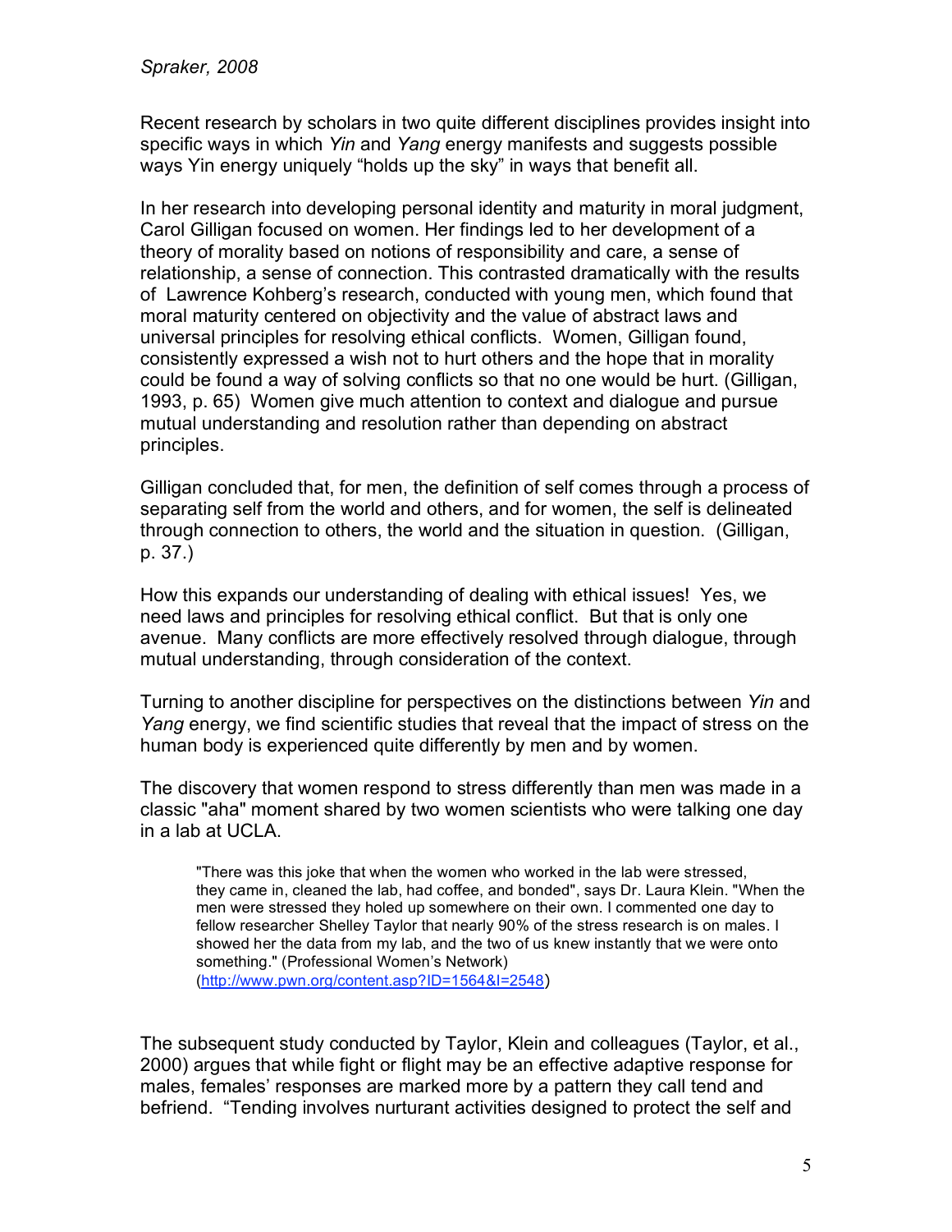Recent research by scholars in two quite different disciplines provides insight into specific ways in which *Yin* and *Yang* energy manifests and suggests possible ways Yin energy uniquely "holds up the sky" in ways that benefit all.

In her research into developing personal identity and maturity in moral judgment, Carol Gilligan focused on women. Her findings led to her development of a theory of morality based on notions of responsibility and care, a sense of relationship, a sense of connection. This contrasted dramatically with the results of Lawrence Kohberg's research, conducted with young men, which found that moral maturity centered on objectivity and the value of abstract laws and universal principles for resolving ethical conflicts. Women, Gilligan found, consistently expressed a wish not to hurt others and the hope that in morality could be found a way of solving conflicts so that no one would be hurt. (Gilligan, 1993, p. 65) Women give much attention to context and dialogue and pursue mutual understanding and resolution rather than depending on abstract principles.

Gilligan concluded that, for men, the definition of self comes through a process of separating self from the world and others, and for women, the self is delineated through connection to others, the world and the situation in question. (Gilligan, p. 37.)

How this expands our understanding of dealing with ethical issues! Yes, we need laws and principles for resolving ethical conflict. But that is only one avenue. Many conflicts are more effectively resolved through dialogue, through mutual understanding, through consideration of the context.

Turning to another discipline for perspectives on the distinctions between *Yin* and *Yang* energy, we find scientific studies that reveal that the impact of stress on the human body is experienced quite differently by men and by women.

The discovery that women respond to stress differently than men was made in a classic "aha" moment shared by two women scientists who were talking one day in a lab at UCLA.

> "There was this joke that when the women who worked in the lab were stressed, they came in, cleaned the lab, had coffee, and bonded", says Dr. Laura Klein. "When the men were stressed they holed up somewhere on their own. I commented one day to fellow researcher Shelley Taylor that nearly 90% of the stress research is on males. I showed her the data from my lab, and the two of us knew instantly that we were onto something." (Professional Women's Network) (http://www.pwn.org/content.asp?ID=1564&I=2548)

The subsequent study conducted by Taylor, Klein and colleagues (Taylor, et al., 2000) argues that while fight or flight may be an effective adaptive response for males, females' responses are marked more by a pattern they call tend and befriend. "Tending involves nurturant activities designed to protect the self and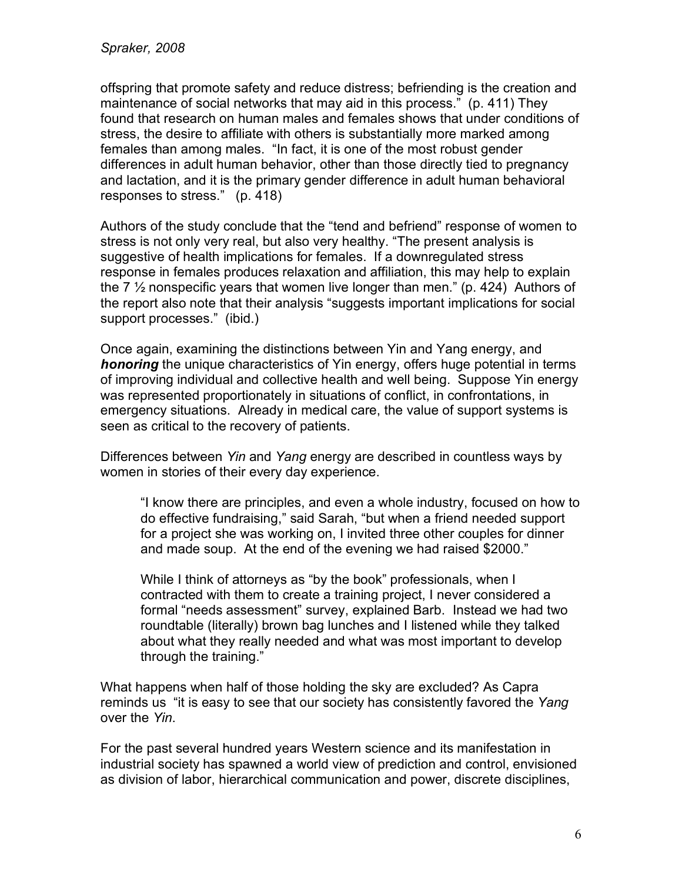offspring that promote safety and reduce distress; befriending is the creation and maintenance of social networks that may aid in this process." (p. 411) They found that research on human males and females shows that under conditions of stress, the desire to affiliate with others is substantially more marked among females than among males. "In fact, it is one of the most robust gender differences in adult human behavior, other than those directly tied to pregnancy and lactation, and it is the primary gender difference in adult human behavioral responses to stress." (p. 418)

Authors of the study conclude that the "tend and befriend" response of women to stress is not only very real, but also very healthy. "The present analysis is suggestive of health implications for females. If a downregulated stress response in females produces relaxation and affiliation, this may help to explain the 7 ½ nonspecific years that women live longer than men." (p. 424) Authors of the report also note that their analysis "suggests important implications for social support processes." (ibid.)

Once again, examining the distinctions between Yin and Yang energy, and ***honoring*** the unique characteristics of Yin energy, offers huge potential in terms of improving individual and collective health and well being. Suppose Yin energy was represented proportionately in situations of conflict, in confrontations, in emergency situations. Already in medical care, the value of support systems is seen as critical to the recovery of patients.

Differences between *Yin* and *Yang* energy are described in countless ways by women in stories of their every day experience.

> "I know there are principles, and even a whole industry, focused on how to do effective fundraising," said Sarah, "but when a friend needed support for a project she was working on, I invited three other couples for dinner and made soup. At the end of the evening we had raised $2000."
>
> While I think of attorneys as "by the book" professionals, when I contracted with them to create a training project, I never considered a formal "needs assessment" survey, explained Barb. Instead we had two roundtable (literally) brown bag lunches and I listened while they talked about what they really needed and what was most important to develop through the training."

What happens when half of those holding the sky are excluded? As Capra reminds us "it is easy to see that our society has consistently favored the *Yang* over the *Yin*.

For the past several hundred years Western science and its manifestation in industrial society has spawned a world view of prediction and control, envisioned as division of labor, hierarchical communication and power, discrete disciplines,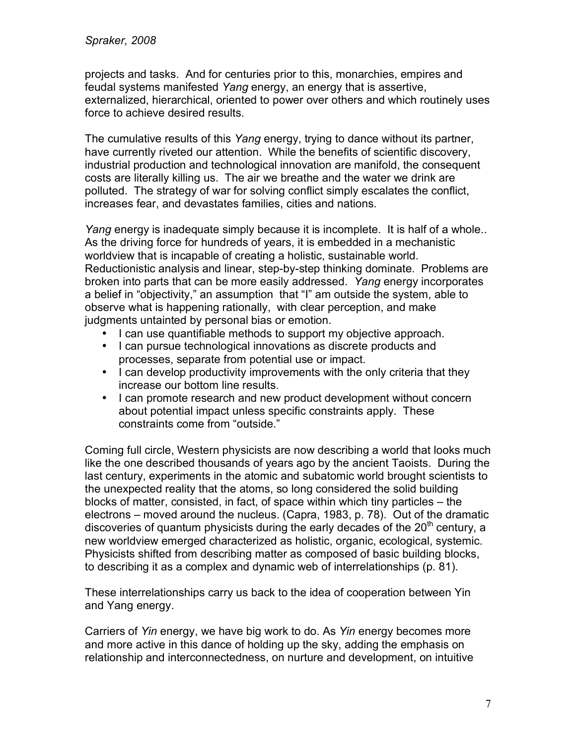projects and tasks. And for centuries prior to this, monarchies, empires and feudal systems manifested *Yang* energy, an energy that is assertive, externalized, hierarchical, oriented to power over others and which routinely uses force to achieve desired results.

The cumulative results of this *Yang* energy, trying to dance without its partner, have currently riveted our attention. While the benefits of scientific discovery, industrial production and technological innovation are manifold, the consequent costs are literally killing us. The air we breathe and the water we drink are polluted. The strategy of war for solving conflict simply escalates the conflict, increases fear, and devastates families, cities and nations.

*Yang* energy is inadequate simply because it is incomplete. It is half of a whole.. As the driving force for hundreds of years, it is embedded in a mechanistic worldview that is incapable of creating a holistic, sustainable world. Reductionistic analysis and linear, step-by-step thinking dominate. Problems are broken into parts that can be more easily addressed. *Yang* energy incorporates a belief in "objectivity," an assumption that "I" am outside the system, able to observe what is happening rationally, with clear perception, and make judgments untainted by personal bias or emotion.

- I can use quantifiable methods to support my objective approach.
- I can pursue technological innovations as discrete products and processes, separate from potential use or impact.
- I can develop productivity improvements with the only criteria that they increase our bottom line results.
- I can promote research and new product development without concern about potential impact unless specific constraints apply. These constraints come from "outside."

Coming full circle, Western physicists are now describing a world that looks much like the one described thousands of years ago by the ancient Taoists. During the last century, experiments in the atomic and subatomic world brought scientists to the unexpected reality that the atoms, so long considered the solid building blocks of matter, consisted, in fact, of space within which tiny particles – the electrons – moved around the nucleus. (Capra, 1983, p. 78). Out of the dramatic discoveries of quantum physicists during the early decades of the 20th century, a new worldview emerged characterized as holistic, organic, ecological, systemic. Physicists shifted from describing matter as composed of basic building blocks, to describing it as a complex and dynamic web of interrelationships (p. 81).

These interrelationships carry us back to the idea of cooperation between Yin and Yang energy.

Carriers of *Yin* energy, we have big work to do. As *Yin* energy becomes more and more active in this dance of holding up the sky, adding the emphasis on relationship and interconnectedness, on nurture and development, on intuitive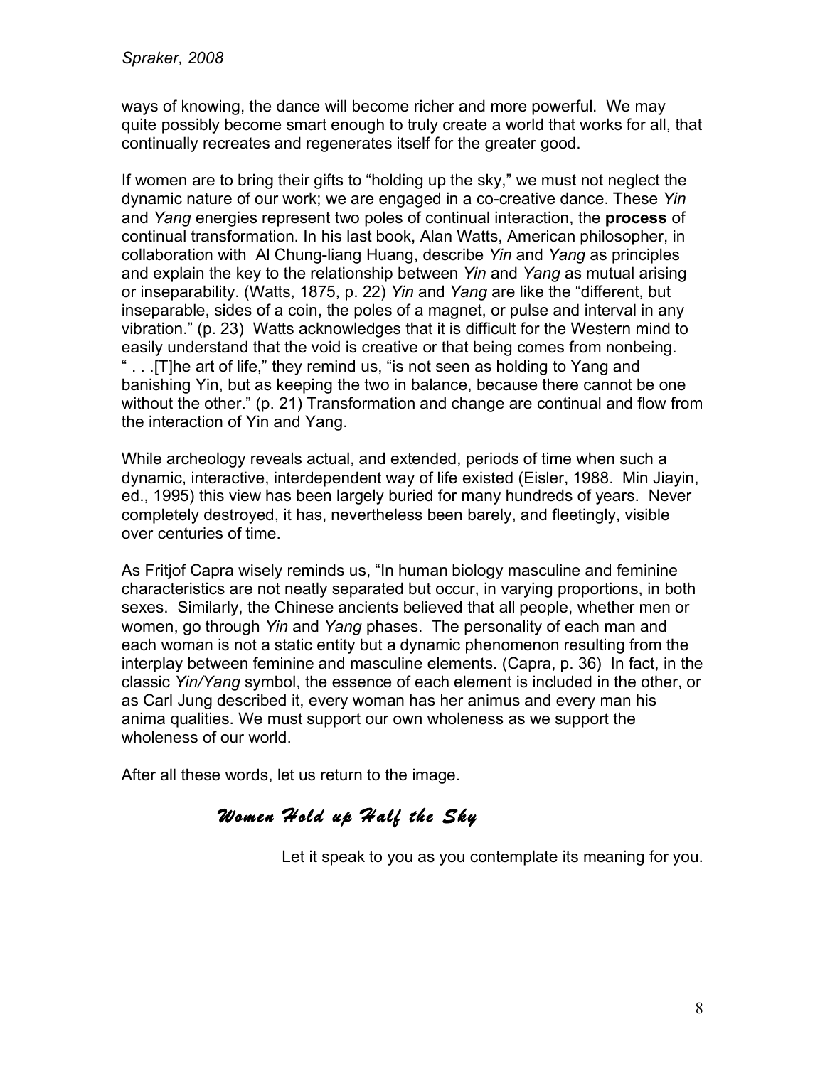ways of knowing, the dance will become richer and more powerful. We may quite possibly become smart enough to truly create a world that works for all, that continually recreates and regenerates itself for the greater good.

If women are to bring their gifts to "holding up the sky," we must not neglect the dynamic nature of our work; we are engaged in a co-creative dance. These *Yin* and *Yang* energies represent two poles of continual interaction, the **process** of continual transformation. In his last book, Alan Watts, American philosopher, in collaboration with Al Chung-liang Huang, describe *Yin* and *Yang* as principles and explain the key to the relationship between *Yin* and *Yang* as mutual arising or inseparability. (Watts, 1875, p. 22) *Yin* and *Yang* are like the "different, but inseparable, sides of a coin, the poles of a magnet, or pulse and interval in any vibration." (p. 23) Watts acknowledges that it is difficult for the Western mind to easily understand that the void is creative or that being comes from nonbeing. " . . .[T]he art of life," they remind us, "is not seen as holding to Yang and banishing Yin, but as keeping the two in balance, because there cannot be one without the other." (p. 21) Transformation and change are continual and flow from the interaction of Yin and Yang.

While archeology reveals actual, and extended, periods of time when such a dynamic, interactive, interdependent way of life existed (Eisler, 1988. Min Jiayin, ed., 1995) this view has been largely buried for many hundreds of years. Never completely destroyed, it has, nevertheless been barely, and fleetingly, visible over centuries of time.

As Fritjof Capra wisely reminds us, "In human biology masculine and feminine characteristics are not neatly separated but occur, in varying proportions, in both sexes. Similarly, the Chinese ancients believed that all people, whether men or women, go through *Yin* and *Yang* phases. The personality of each man and each woman is not a static entity but a dynamic phenomenon resulting from the interplay between feminine and masculine elements. (Capra, p. 36) In fact, in the classic *Yin/Yang* symbol, the essence of each element is included in the other, or as Carl Jung described it, every woman has her animus and every man his anima qualities. We must support our own wholeness as we support the wholeness of our world.

After all these words, let us return to the image.

*Women Hold up Half the Sky*

Let it speak to you as you contemplate its meaning for you.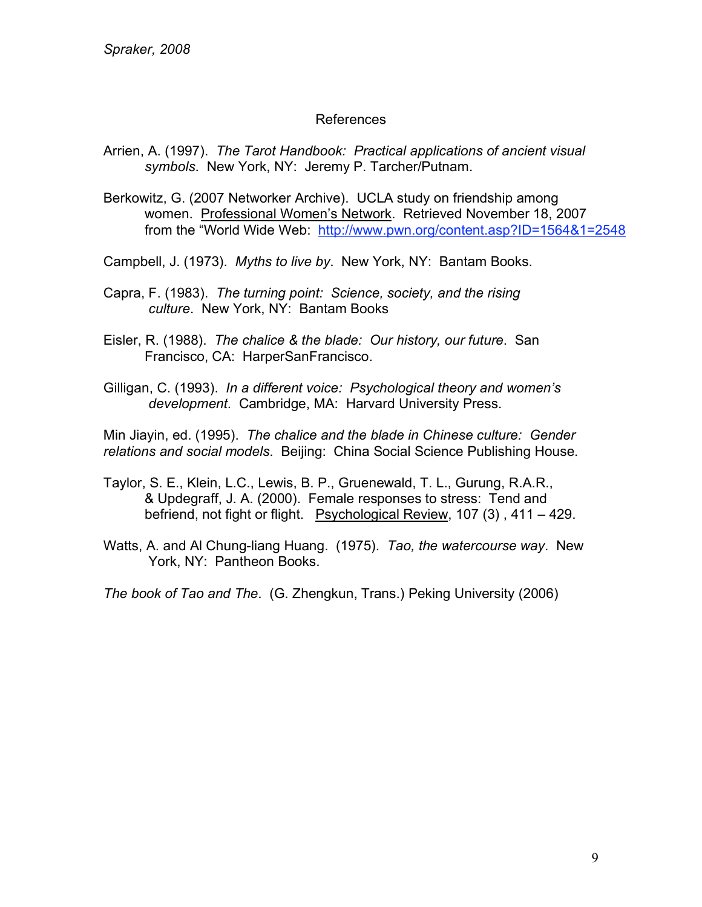# References

Arrien, A. (1997). *The Tarot Handbook: Practical applications of ancient visual symbols*. New York, NY: Jeremy P. Tarcher/Putnam.

Berkowitz, G. (2007 Networker Archive). UCLA study on friendship among women. Professional Women's Network. Retrieved November 18, 2007 from the "World Wide Web: http://www.pwn.org/content.asp?ID=1564&1=2548

Campbell, J. (1973). *Myths to live by*. New York, NY: Bantam Books.

Capra, F. (1983). *The turning point: Science, society, and the rising culture*. New York, NY: Bantam Books

Eisler, R. (1988). *The chalice & the blade: Our history, our future*. San Francisco, CA: HarperSanFrancisco.

Gilligan, C. (1993). *In a different voice: Psychological theory and women's development*. Cambridge, MA: Harvard University Press.

Min Jiayin, ed. (1995). *The chalice and the blade in Chinese culture: Gender relations and social models*. Beijing: China Social Science Publishing House.

Taylor, S. E., Klein, L.C., Lewis, B. P., Gruenewald, T. L., Gurung, R.A.R., & Updegraff, J. A. (2000). Female responses to stress: Tend and befriend, not fight or flight. Psychological Review, 107 (3) , 411 – 429.

Watts, A. and Al Chung-liang Huang. (1975). *Tao, the watercourse way*. New York, NY: Pantheon Books.

*The book of Tao and The*. (G. Zhengkun, Trans.) Peking University (2006)